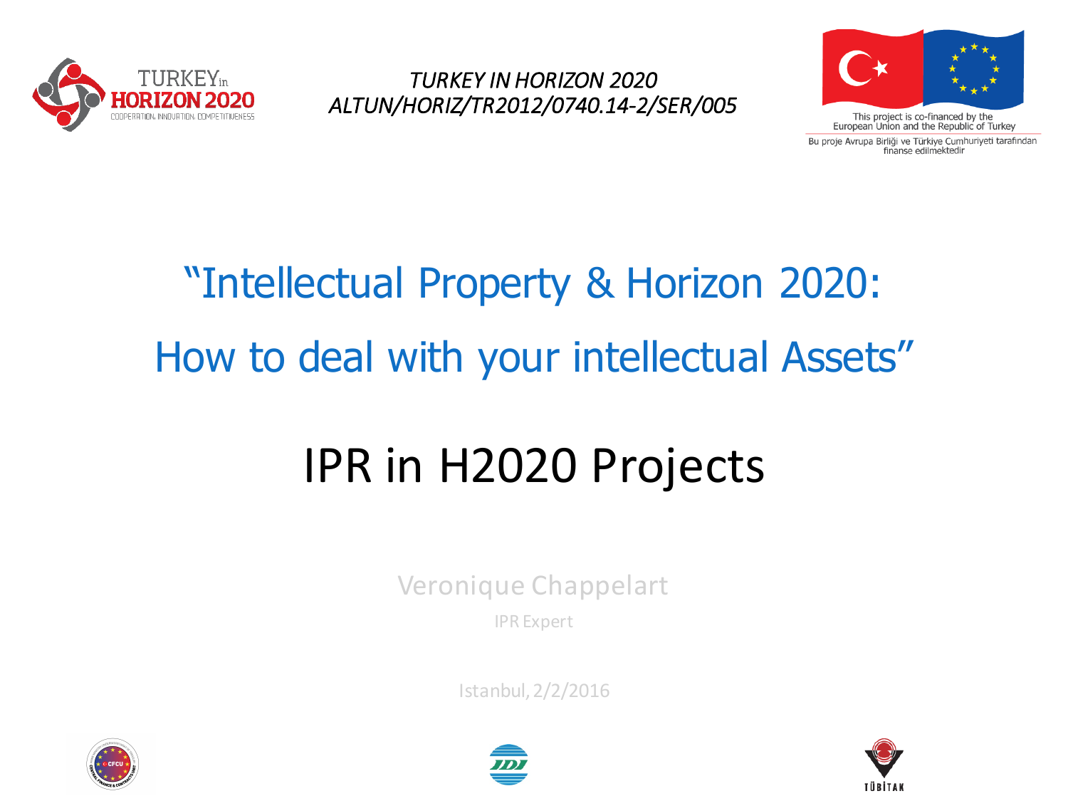*TURKEY IN HORIZON 2020*
*ALTUN/HORIZ/TR2012/0740.14-2/SER/005*

This project is co-financed by the European Union and the Republic of Turkey

Bu proje Avrupa Birliği ve Türkiye Cumhuriyeti tarafından finanse edilmektedir

# "Intellectual Property & Horizon 2020: How to deal with your intellectual Assets"

# IPR in H2020 Projects

Veronique Chappelart

IPR Expert

Istanbul, 2/2/2016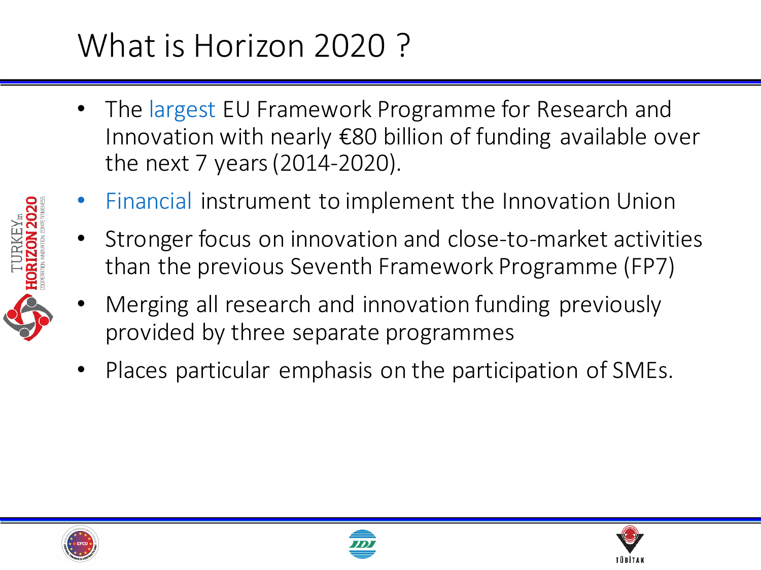# What is Horizon 2020 ?

- The largest EU Framework Programme for Research and Innovation with nearly €80 billion of funding available over the next 7 years (2014-2020).
- Financial instrument to implement the Innovation Union
- Stronger focus on innovation and close-to-market activities than the previous Seventh Framework Programme (FP7)
- Merging all research and innovation funding previously provided by three separate programmes
- Places particular emphasis on the participation of SMEs.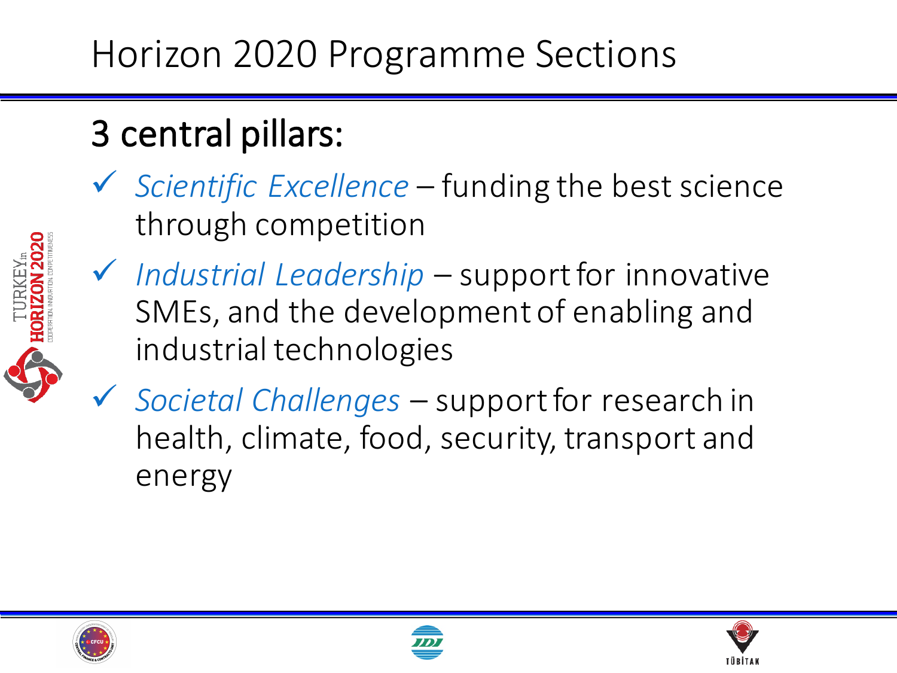# Horizon 2020 Programme Sections

## 3 central pillars:

- ✓ *Scientific Excellence* – funding the best science through competition
- ✓ *Industrial Leadership* – support for innovative SMEs, and the development of enabling and industrial technologies
- ✓ *Societal Challenges* – support for research in health, climate, food, security, transport and energy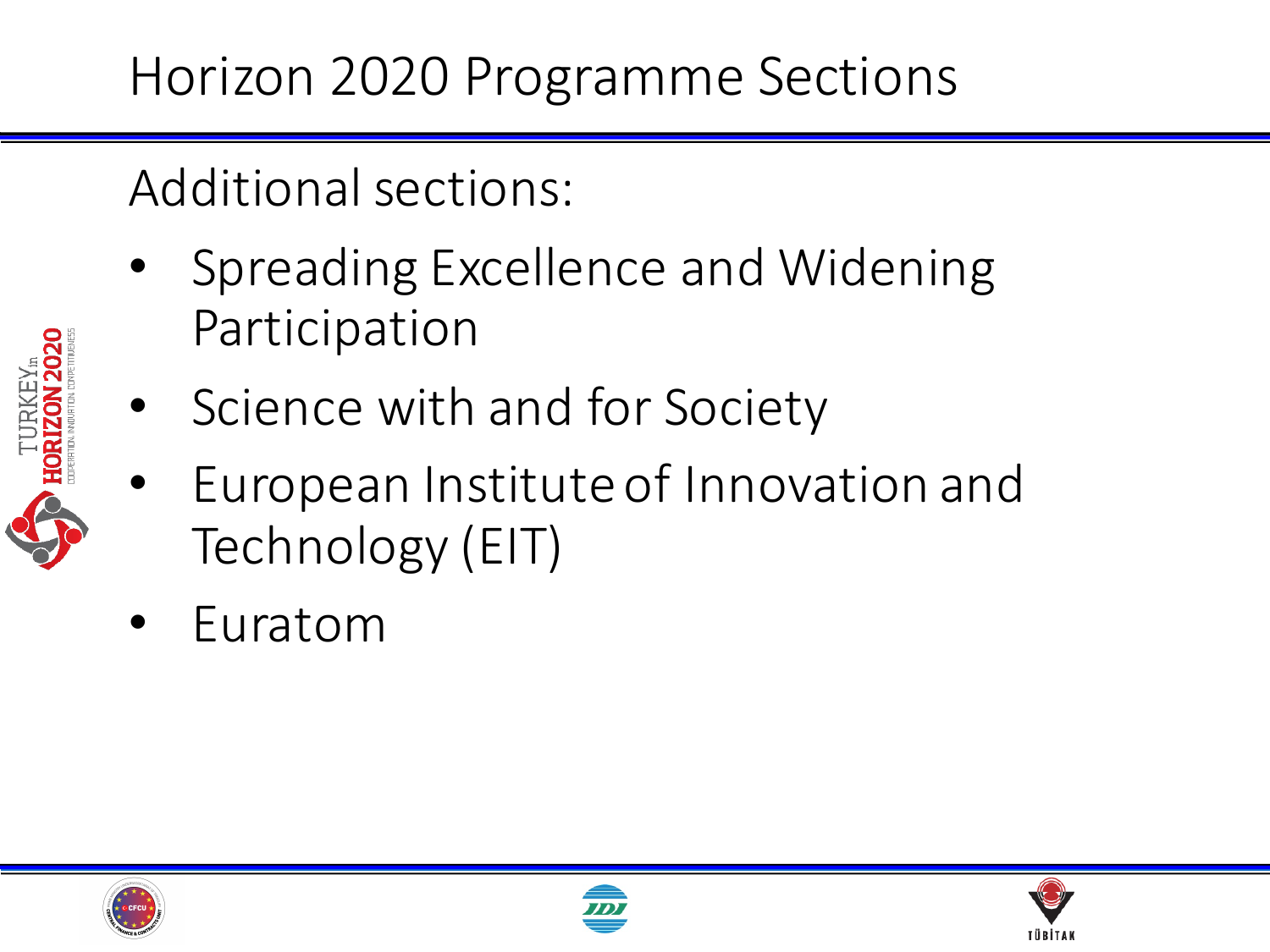# Horizon 2020 Programme Sections

Additional sections:

- Spreading Excellence and Widening Participation
- Science with and for Society
- European Institute of Innovation and Technology (EIT)
- Euratom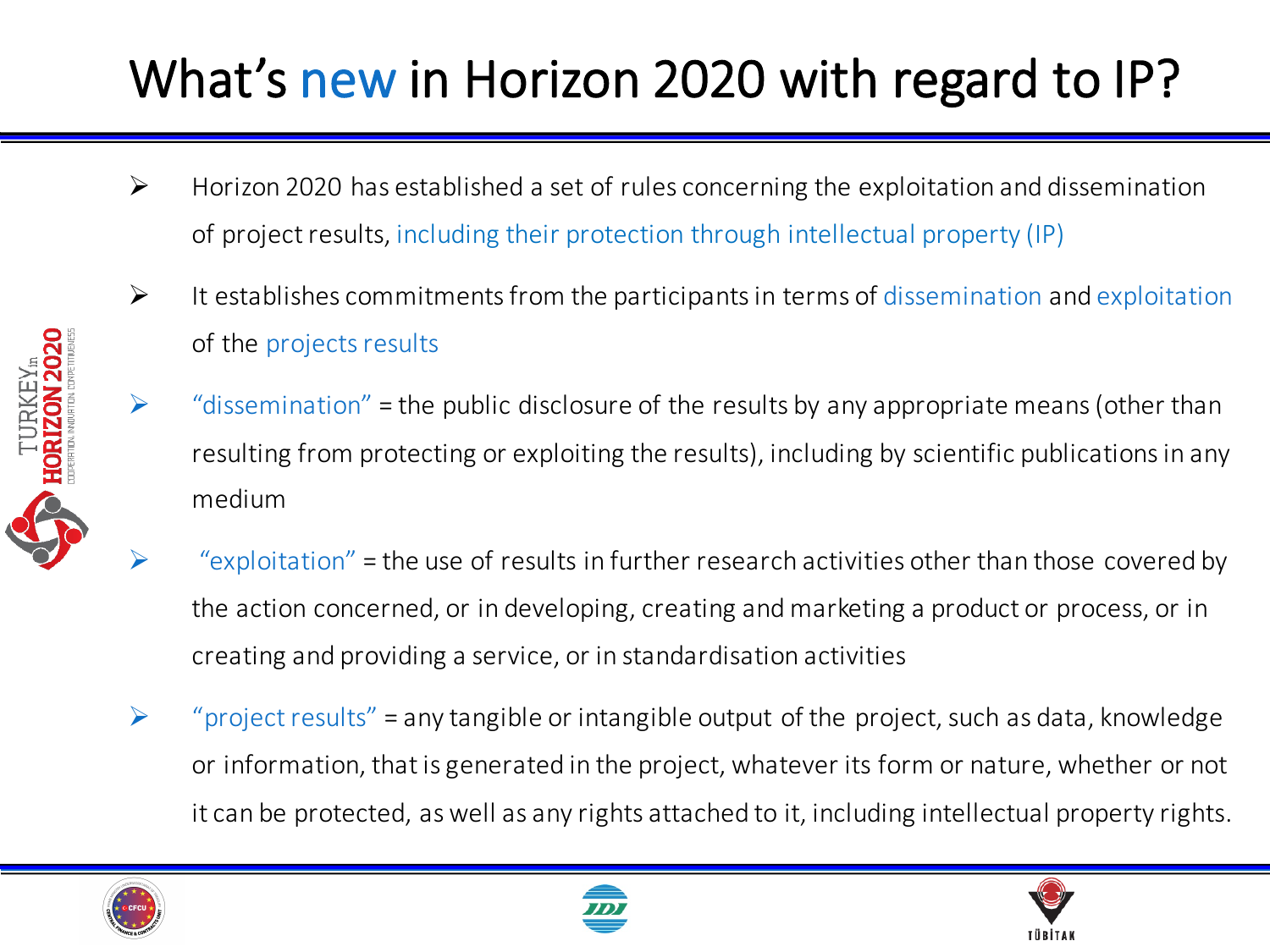# What's new in Horizon 2020 with regard to IP?

- Horizon 2020 has established a set of rules concerning the exploitation and dissemination of project results, including their protection through intellectual property (IP)
- It establishes commitments from the participants in terms of dissemination and exploitation of the projects results
- "dissemination" = the public disclosure of the results by any appropriate means (other than resulting from protecting or exploiting the results), including by scientific publications in any medium
- "exploitation" = the use of results in further research activities other than those covered by the action concerned, or in developing, creating and marketing a product or process, or in creating and providing a service, or in standardisation activities
- "project results" = any tangible or intangible output of the project, such as data, knowledge or information, that is generated in the project, whatever its form or nature, whether or not it can be protected, as well as any rights attached to it, including intellectual property rights.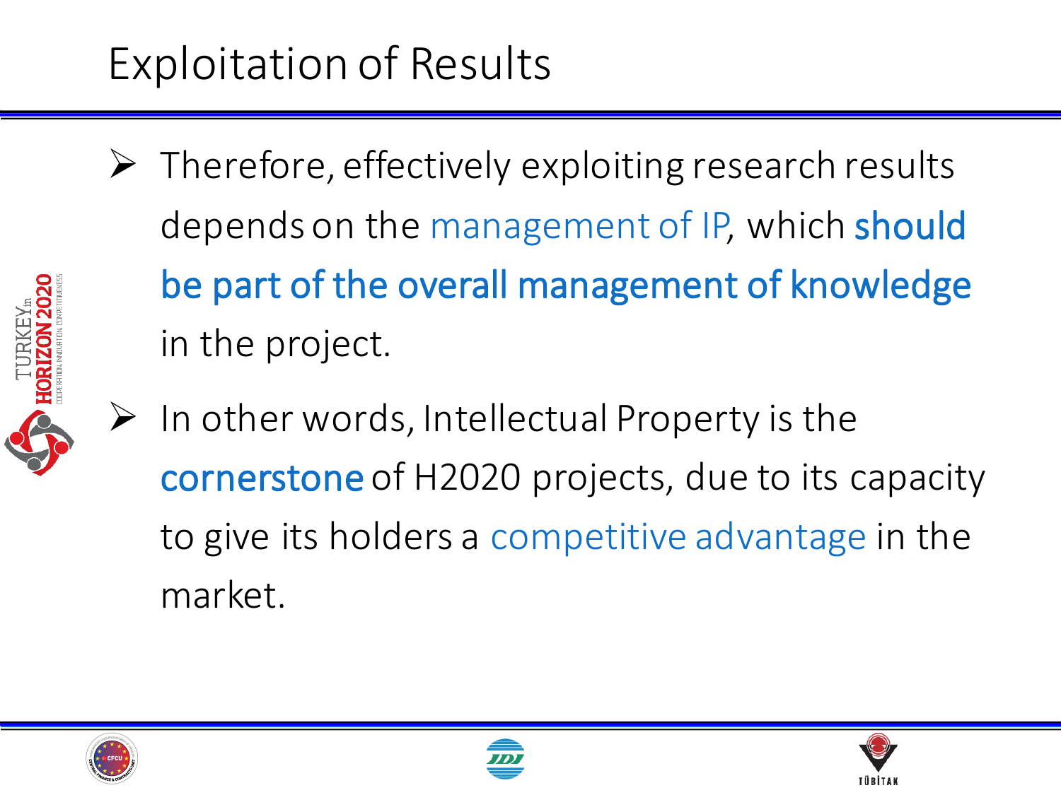# Exploitation of Results

- Therefore, effectively exploiting research results depends on the management of IP, which **should be part of the overall management of knowledge** in the project.
- In other words, Intellectual Property is the **cornerstone** of H2020 projects, due to its capacity to give its holders a competitive advantage in the market.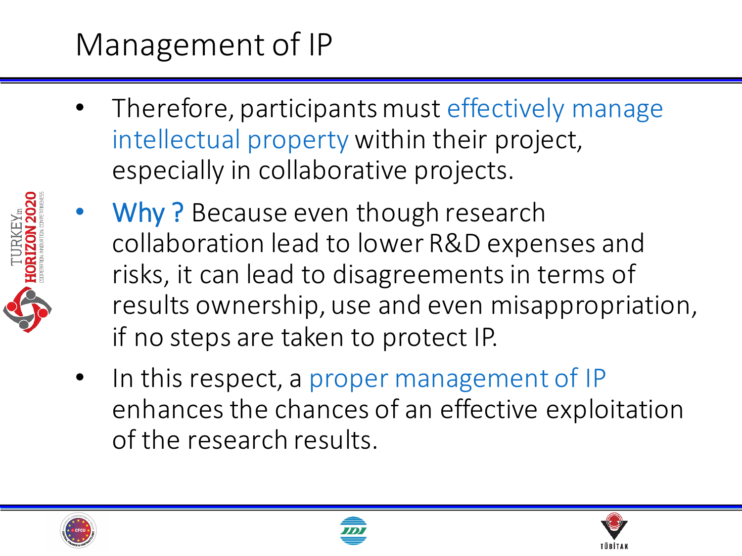# Management of IP

- Therefore, participants must effectively manage intellectual property within their project, especially in collaborative projects.
- Why ? Because even though research collaboration lead to lower R&D expenses and risks, it can lead to disagreements in terms of results ownership, use and even misappropriation, if no steps are taken to protect IP.
- In this respect, a proper management of IP enhances the chances of an effective exploitation of the research results.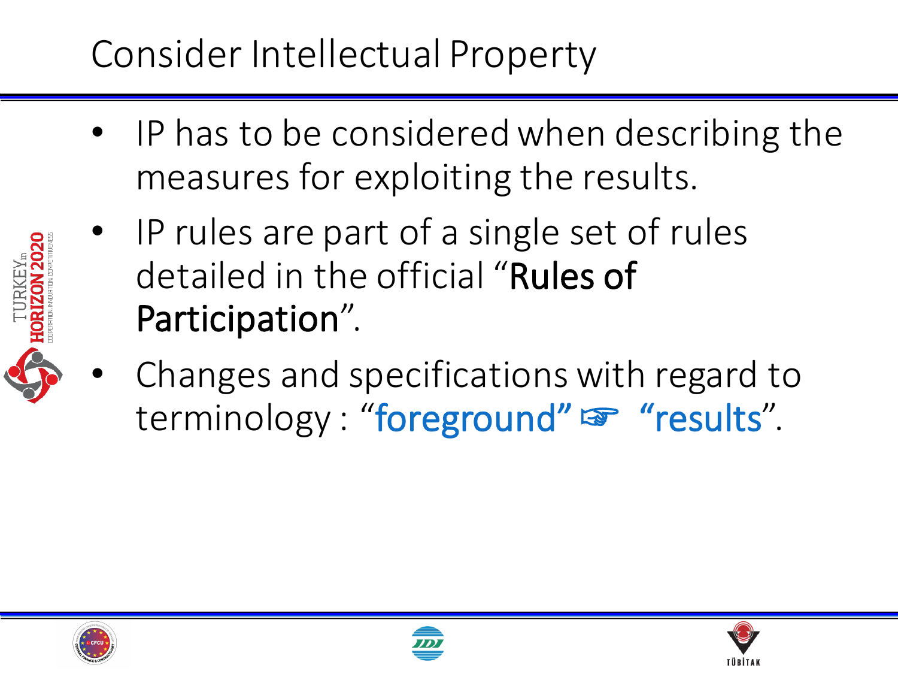# Consider Intellectual Property

- IP has to be considered when describing the measures for exploiting the results.
- IP rules are part of a single set of rules detailed in the official "**Rules of Participation**".
- Changes and specifications with regard to terminology : "**foreground**" ☞ "**results**".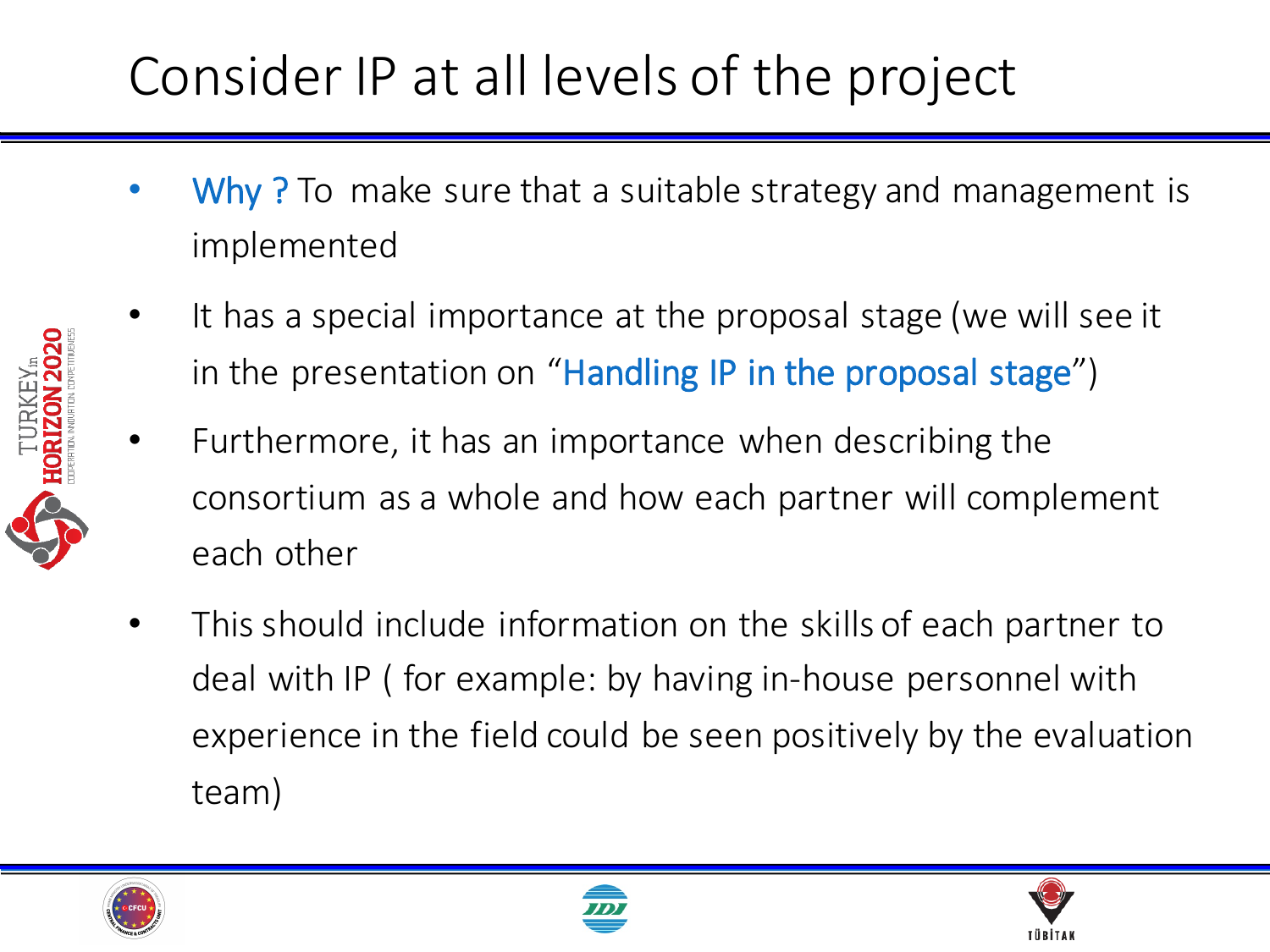# Consider IP at all levels of the project

- Why ? To make sure that a suitable strategy and management is implemented
- It has a special importance at the proposal stage (we will see it in the presentation on "Handling IP in the proposal stage")
- Furthermore, it has an importance when describing the consortium as a whole and how each partner will complement each other
- This should include information on the skills of each partner to deal with IP ( for example: by having in-house personnel with experience in the field could be seen positively by the evaluation team)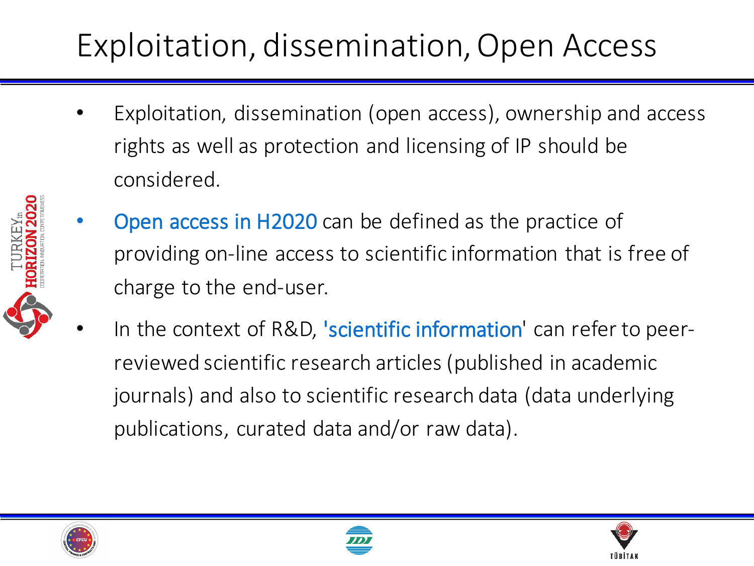# Exploitation, dissemination, Open Access

- Exploitation, dissemination (open access), ownership and access rights as well as protection and licensing of IP should be considered.
- Open access in H2020 can be defined as the practice of providing on-line access to scientific information that is free of charge to the end-user.
- In the context of R&D, 'scientific information' can refer to peer-reviewed scientific research articles (published in academic journals) and also to scientific research data (data underlying publications, curated data and/or raw data).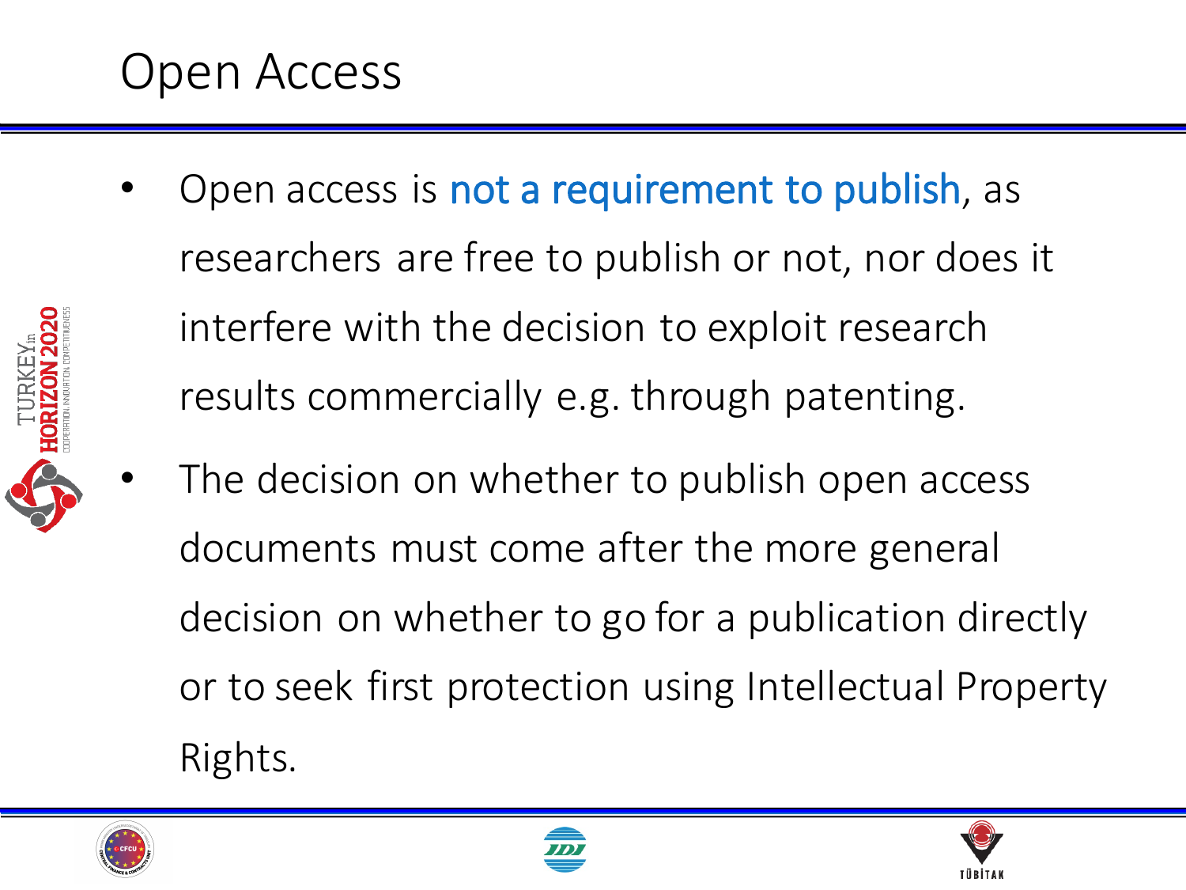# Open Access

- Open access is not a requirement to publish, as researchers are free to publish or not, nor does it interfere with the decision to exploit research results commercially e.g. through patenting.
- The decision on whether to publish open access documents must come after the more general decision on whether to go for a publication directly or to seek first protection using Intellectual Property Rights.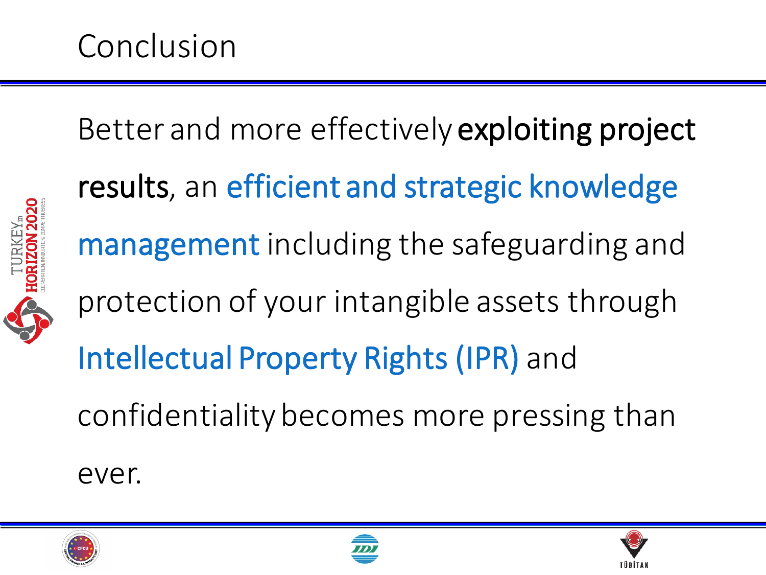# Conclusion

Better and more effectively **exploiting project results**, an efficient and strategic knowledge management including the safeguarding and protection of your intangible assets through Intellectual Property Rights (IPR) and confidentiality becomes more pressing than ever.